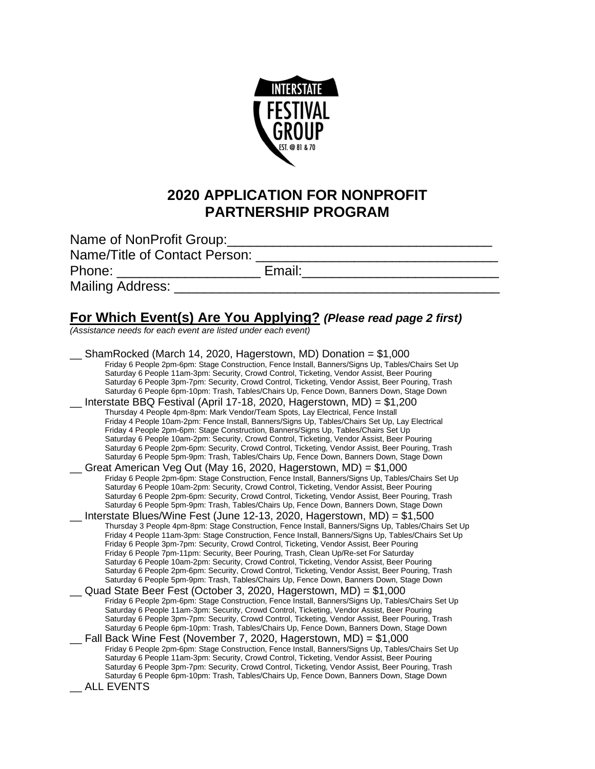INTERSTATE FESTIVAL GROUP EST. @ 81 & 70

# 2020 APPLICATION FOR NONPROFIT PARTNERSHIP PROGRAM

Name of NonProfit Group:___________________________________

Name/Title of Contact Person: _______________________________

Phone: ___________________ Email:__________________________

Mailing Address: __________________________________________

## For Which Event(s) Are You Applying? *(Please read page 2 first)*

*(Assistance needs for each event are listed under each event)*

__ ShamRocked (March 14, 2020, Hagerstown, MD) Donation = $1,000

- Friday 6 People 2pm-6pm: Stage Construction, Fence Install, Banners/Signs Up, Tables/Chairs Set Up
- Saturday 6 People 11am-3pm: Security, Crowd Control, Ticketing, Vendor Assist, Beer Pouring
- Saturday 6 People 3pm-7pm: Security, Crowd Control, Ticketing, Vendor Assist, Beer Pouring, Trash
- Saturday 6 People 6pm-10pm: Trash, Tables/Chairs Up, Fence Down, Banners Down, Stage Down

__ Interstate BBQ Festival (April 17-18, 2020, Hagerstown, MD) = $1,200

- Thursday 4 People 4pm-8pm: Mark Vendor/Team Spots, Lay Electrical, Fence Install
- Friday 4 People 10am-2pm: Fence Install, Banners/Signs Up, Tables/Chairs Set Up, Lay Electrical
- Friday 4 People 2pm-6pm: Stage Construction, Banners/Signs Up, Tables/Chairs Set Up
- Saturday 6 People 10am-2pm: Security, Crowd Control, Ticketing, Vendor Assist, Beer Pouring
- Saturday 6 People 2pm-6pm: Security, Crowd Control, Ticketing, Vendor Assist, Beer Pouring, Trash
- Saturday 6 People 5pm-9pm: Trash, Tables/Chairs Up, Fence Down, Banners Down, Stage Down

__ Great American Veg Out (May 16, 2020, Hagerstown, MD) = $1,000

- Friday 6 People 2pm-6pm: Stage Construction, Fence Install, Banners/Signs Up, Tables/Chairs Set Up
- Saturday 6 People 10am-2pm: Security, Crowd Control, Ticketing, Vendor Assist, Beer Pouring
- Saturday 6 People 2pm-6pm: Security, Crowd Control, Ticketing, Vendor Assist, Beer Pouring, Trash
- Saturday 6 People 5pm-9pm: Trash, Tables/Chairs Up, Fence Down, Banners Down, Stage Down

__ Interstate Blues/Wine Fest (June 12-13, 2020, Hagerstown, MD) = $1,500

- Thursday 3 People 4pm-8pm: Stage Construction, Fence Install, Banners/Signs Up, Tables/Chairs Set Up
- Friday 4 People 11am-3pm: Stage Construction, Fence Install, Banners/Signs Up, Tables/Chairs Set Up
- Friday 6 People 3pm-7pm: Security, Crowd Control, Ticketing, Vendor Assist, Beer Pouring
- Friday 6 People 7pm-11pm: Security, Beer Pouring, Trash, Clean Up/Re-set For Saturday
- Saturday 6 People 10am-2pm: Security, Crowd Control, Ticketing, Vendor Assist, Beer Pouring
- Saturday 6 People 2pm-6pm: Security, Crowd Control, Ticketing, Vendor Assist, Beer Pouring, Trash
- Saturday 6 People 5pm-9pm: Trash, Tables/Chairs Up, Fence Down, Banners Down, Stage Down

__ Quad State Beer Fest (October 3, 2020, Hagerstown, MD) = $1,000

- Friday 6 People 2pm-6pm: Stage Construction, Fence Install, Banners/Signs Up, Tables/Chairs Set Up
- Saturday 6 People 11am-3pm: Security, Crowd Control, Ticketing, Vendor Assist, Beer Pouring
- Saturday 6 People 3pm-7pm: Security, Crowd Control, Ticketing, Vendor Assist, Beer Pouring, Trash
- Saturday 6 People 6pm-10pm: Trash, Tables/Chairs Up, Fence Down, Banners Down, Stage Down

__ Fall Back Wine Fest (November 7, 2020, Hagerstown, MD) = $1,000

- Friday 6 People 2pm-6pm: Stage Construction, Fence Install, Banners/Signs Up, Tables/Chairs Set Up
- Saturday 6 People 11am-3pm: Security, Crowd Control, Ticketing, Vendor Assist, Beer Pouring
- Saturday 6 People 3pm-7pm: Security, Crowd Control, Ticketing, Vendor Assist, Beer Pouring, Trash
- Saturday 6 People 6pm-10pm: Trash, Tables/Chairs Up, Fence Down, Banners Down, Stage Down

__ ALL EVENTS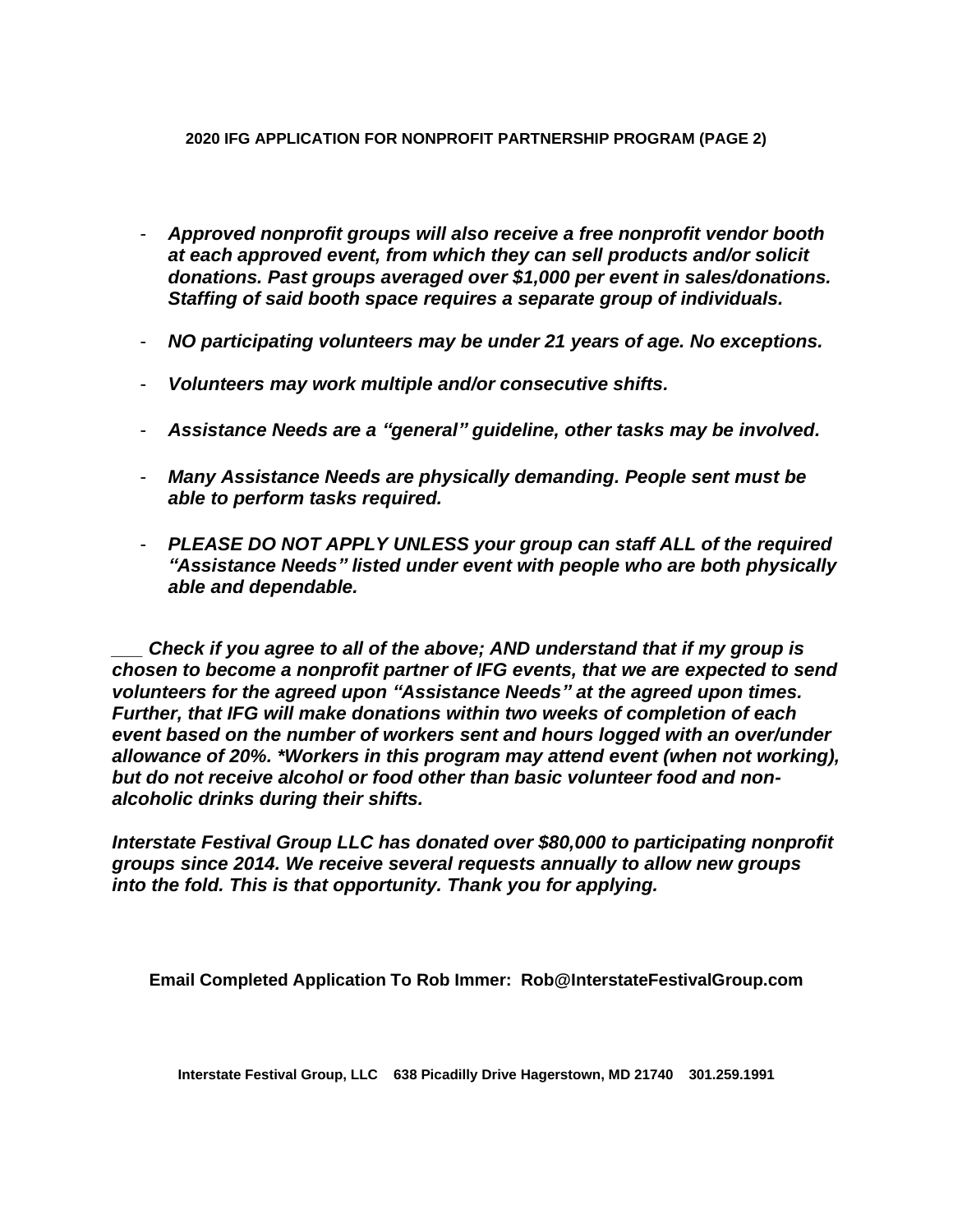**2020 IFG APPLICATION FOR NONPROFIT PARTNERSHIP PROGRAM (PAGE 2)**

- ***Approved nonprofit groups will also receive a free nonprofit vendor booth at each approved event, from which they can sell products and/or solicit donations. Past groups averaged over $1,000 per event in sales/donations. Staffing of said booth space requires a separate group of individuals.***
- ***NO participating volunteers may be under 21 years of age. No exceptions.***
- ***Volunteers may work multiple and/or consecutive shifts.***
- ***Assistance Needs are a "general" guideline, other tasks may be involved.***
- ***Many Assistance Needs are physically demanding. People sent must be able to perform tasks required.***
- ***PLEASE DO NOT APPLY UNLESS your group can staff ALL of the required "Assistance Needs" listed under event with people who are both physically able and dependable.***

***___ Check if you agree to all of the above; AND understand that if my group is chosen to become a nonprofit partner of IFG events, that we are expected to send volunteers for the agreed upon "Assistance Needs" at the agreed upon times. Further, that IFG will make donations within two weeks of completion of each event based on the number of workers sent and hours logged with an over/under allowance of 20%. *Workers in this program may attend event (when not working), but do not receive alcohol or food other than basic volunteer food and non-alcoholic drinks during their shifts.***

***Interstate Festival Group LLC has donated over $80,000 to participating nonprofit groups since 2014. We receive several requests annually to allow new groups into the fold. This is that opportunity. Thank you for applying.***

**Email Completed Application To Rob Immer: Rob@InterstateFestivalGroup.com**

**Interstate Festival Group, LLC 638 Picadilly Drive Hagerstown, MD 21740 301.259.1991**